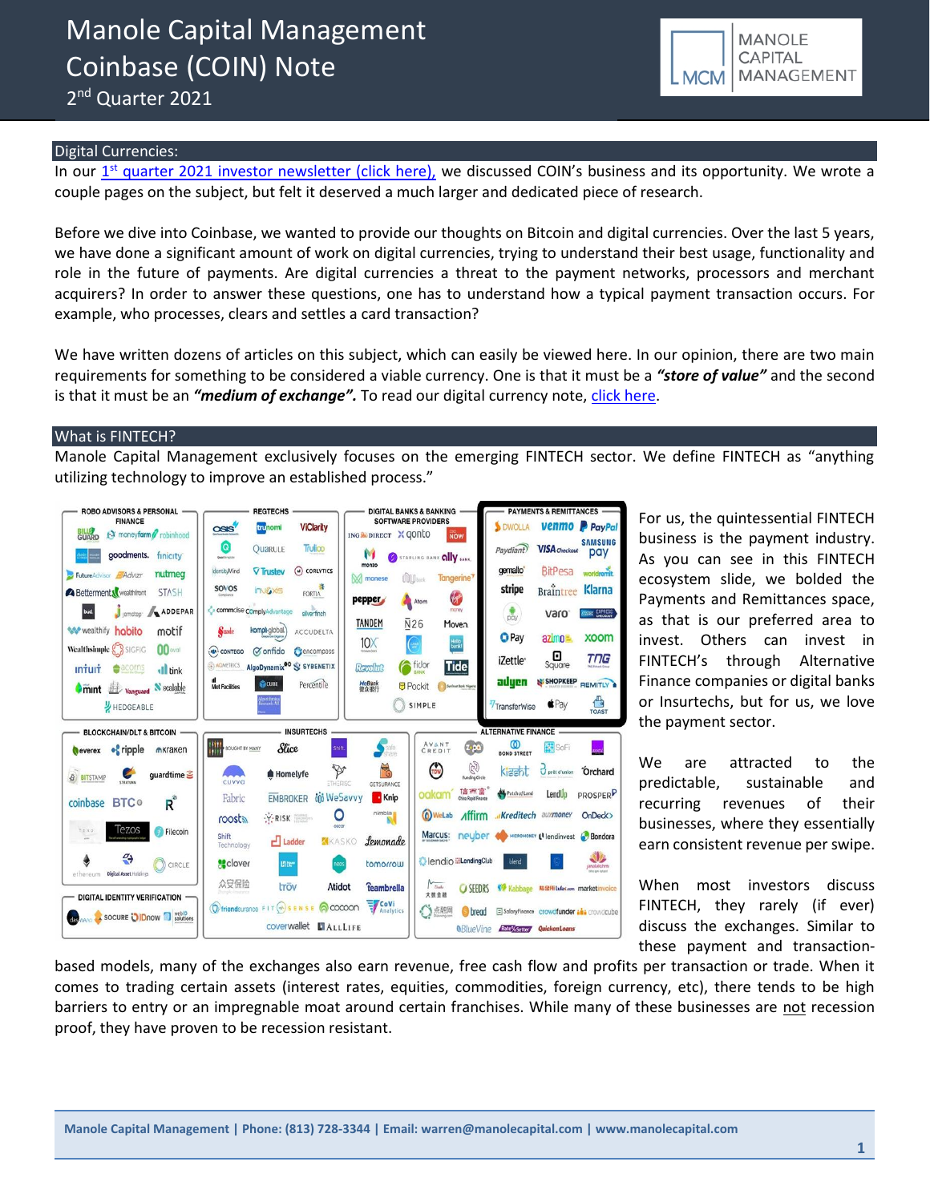# Manole Capital Management
# Coinbase (COIN) Note
## 2nd Quarter 2021

## Digital Currencies:

In our 1st quarter 2021 investor newsletter (click here), we discussed COIN's business and its opportunity. We wrote a couple pages on the subject, but felt it deserved a much larger and dedicated piece of research.

Before we dive into Coinbase, we wanted to provide our thoughts on Bitcoin and digital currencies. Over the last 5 years, we have done a significant amount of work on digital currencies, trying to understand their best usage, functionality and role in the future of payments. Are digital currencies a threat to the payment networks, processors and merchant acquirers? In order to answer these questions, one has to understand how a typical payment transaction occurs. For example, who processes, clears and settles a card transaction?

We have written dozens of articles on this subject, which can easily be viewed here. In our opinion, there are two main requirements for something to be considered a viable currency. One is that it must be a ***"store of value"*** and the second is that it must be an ***"medium of exchange".*** To read our digital currency note, click here.

## What is FINTECH?

Manole Capital Management exclusively focuses on the emerging FINTECH sector. We define FINTECH as "anything utilizing technology to improve an established process."

For us, the quintessential FINTECH business is the payment industry. As you can see in this FINTECH ecosystem slide, we bolded the Payments and Remittances space, as that is our preferred area to invest. Others can invest in FINTECH's through Alternative Finance companies or digital banks or Insurtechs, but for us, we love the payment sector.

We are attracted to the predictable, sustainable and recurring revenues of their businesses, where they essentially earn consistent revenue per swipe.

When most investors discuss FINTECH, they rarely (if ever) discuss the exchanges. Similar to these payment and transaction-based models, many of the exchanges also earn revenue, free cash flow and profits per transaction or trade. When it comes to trading certain assets (interest rates, equities, commodities, foreign currency, etc), there tends to be high barriers to entry or an impregnable moat around certain franchises. While many of these businesses are not recession proof, they have proven to be recession resistant.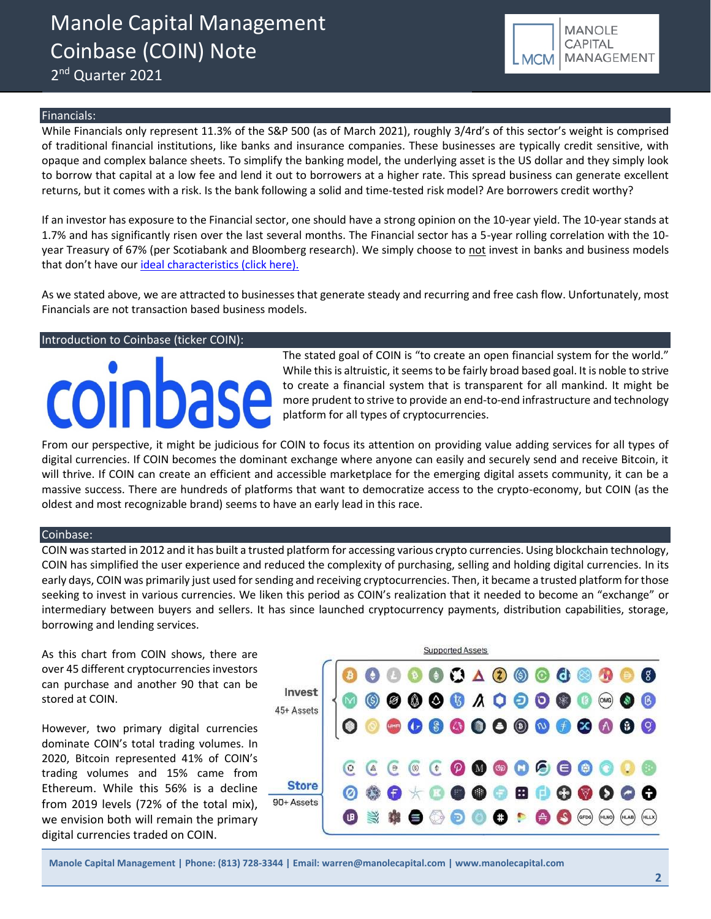## Financials:

While Financials only represent 11.3% of the S&P 500 (as of March 2021), roughly 3/4rd's of this sector's weight is comprised of traditional financial institutions, like banks and insurance companies. These businesses are typically credit sensitive, with opaque and complex balance sheets. To simplify the banking model, the underlying asset is the US dollar and they simply look to borrow that capital at a low fee and lend it out to borrowers at a higher rate. This spread business can generate excellent returns, but it comes with a risk. Is the bank following a solid and time-tested risk model? Are borrowers credit worthy?

If an investor has exposure to the Financial sector, one should have a strong opinion on the 10-year yield. The 10-year stands at 1.7% and has significantly risen over the last several months. The Financial sector has a 5-year rolling correlation with the 10-year Treasury of 67% (per Scotiabank and Bloomberg research). We simply choose to not invest in banks and business models that don't have our ideal characteristics (click here).

As we stated above, we are attracted to businesses that generate steady and recurring and free cash flow. Unfortunately, most Financials are not transaction based business models.

## Introduction to Coinbase (ticker COIN):

coinbase

The stated goal of COIN is "to create an open financial system for the world." While this is altruistic, it seems to be fairly broad based goal. It is noble to strive to create a financial system that is transparent for all mankind. It might be more prudent to strive to provide an end-to-end infrastructure and technology platform for all types of cryptocurrencies.

From our perspective, it might be judicious for COIN to focus its attention on providing value adding services for all types of digital currencies. If COIN becomes the dominant exchange where anyone can easily and securely send and receive Bitcoin, it will thrive. If COIN can create an efficient and accessible marketplace for the emerging digital assets community, it can be a massive success. There are hundreds of platforms that want to democratize access to the crypto-economy, but COIN (as the oldest and most recognizable brand) seems to have an early lead in this race.

## Coinbase:

COIN was started in 2012 and it has built a trusted platform for accessing various crypto currencies. Using blockchain technology, COIN has simplified the user experience and reduced the complexity of purchasing, selling and holding digital currencies. In its early days, COIN was primarily just used for sending and receiving cryptocurrencies. Then, it became a trusted platform for those seeking to invest in various currencies. We liken this period as COIN's realization that it needed to become an "exchange" or intermediary between buyers and sellers. It has since launched cryptocurrency payments, distribution capabilities, storage, borrowing and lending services.

As this chart from COIN shows, there are over 45 different cryptocurrencies investors can purchase and another 90 that can be stored at COIN.

Supported Assets

Invest
45+ Assets

Store
90+ Assets

However, two primary digital currencies dominate COIN's total trading volumes. In 2020, Bitcoin represented 41% of COIN's trading volumes and 15% came from Ethereum. While this 56% is a decline from 2019 levels (72% of the total mix), we envision both will remain the primary digital currencies traded on COIN.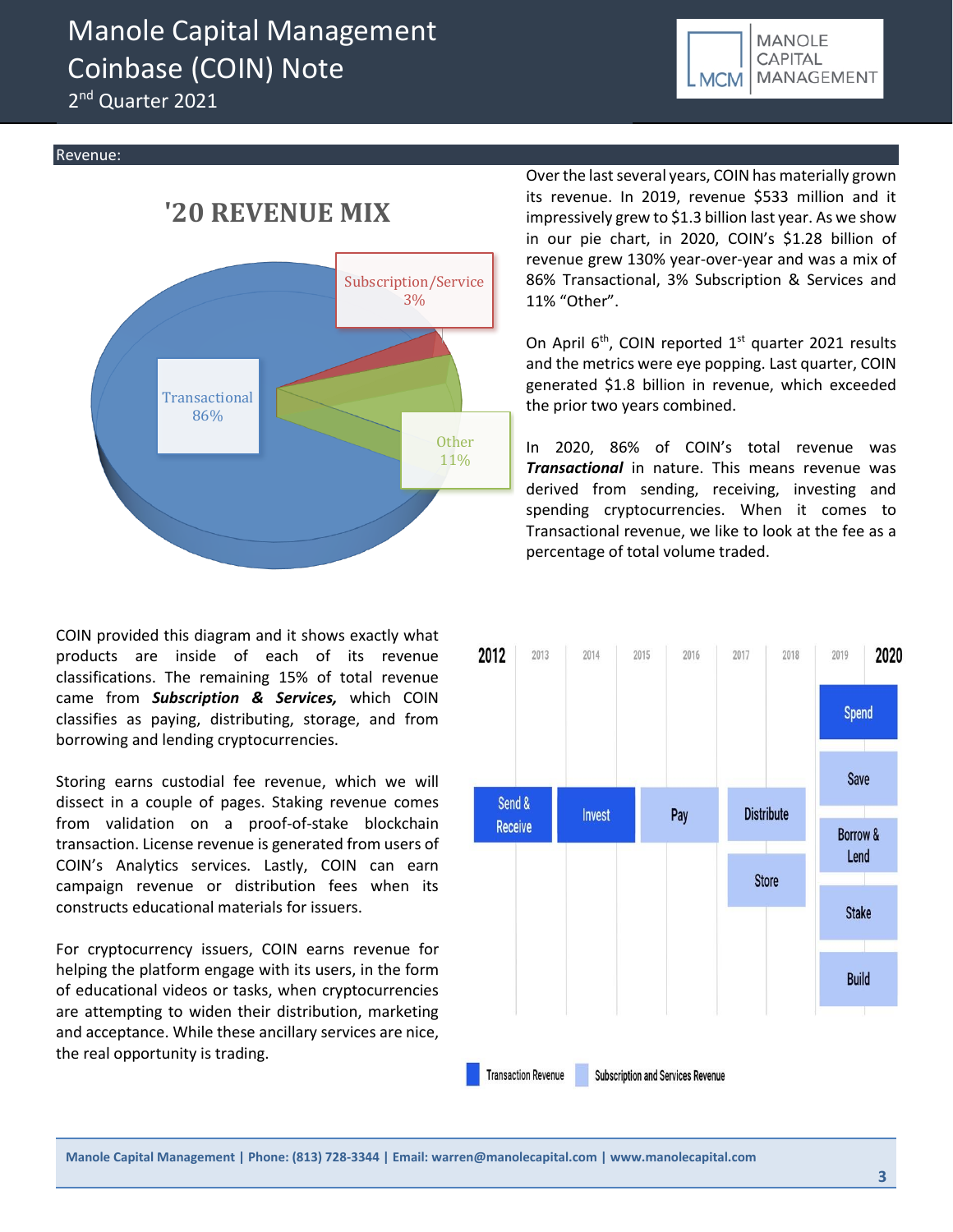Revenue:

'20 REVENUE MIX

Subscription/Service 3%

Transactional 86%

Other 11%

Over the last several years, COIN has materially grown its revenue. In 2019, revenue $533 million and it impressively grew to $1.3 billion last year. As we show in our pie chart, in 2020, COIN's $1.28 billion of revenue grew 130% year-over-year and was a mix of 86% Transactional, 3% Subscription & Services and 11% "Other".

On April 6th, COIN reported 1st quarter 2021 results and the metrics were eye popping. Last quarter, COIN generated $1.8 billion in revenue, which exceeded the prior two years combined.

In 2020, 86% of COIN's total revenue was ***Transactional*** in nature. This means revenue was derived from sending, receiving, investing and spending cryptocurrencies. When it comes to Transactional revenue, we like to look at the fee as a percentage of total volume traded.

COIN provided this diagram and it shows exactly what products are inside of each of its revenue classifications. The remaining 15% of total revenue came from ***Subscription & Services,*** which COIN classifies as paying, distributing, storage, and from borrowing and lending cryptocurrencies.

Storing earns custodial fee revenue, which we will dissect in a couple of pages. Staking revenue comes from validation on a proof-of-stake blockchain transaction. License revenue is generated from users of COIN's Analytics services. Lastly, COIN can earn campaign revenue or distribution fees when its constructs educational materials for issuers.

For cryptocurrency issuers, COIN earns revenue for helping the platform engage with its users, in the form of educational videos or tasks, when cryptocurrencies are attempting to widen their distribution, marketing and acceptance. While these ancillary services are nice, the real opportunity is trading.

| 2012 | 2013 | 2014 | 2015 | 2016 | 2017 | 2018 | 2019 | 2020 |
|---|---|---|---|---|---|---|---|---|
| Send & Receive | | Invest | | Pay | | Distribute, Store | | Spend, Save, Borrow & Lend, Stake, Build |

Legend: Transaction Revenue; Subscription and Services Revenue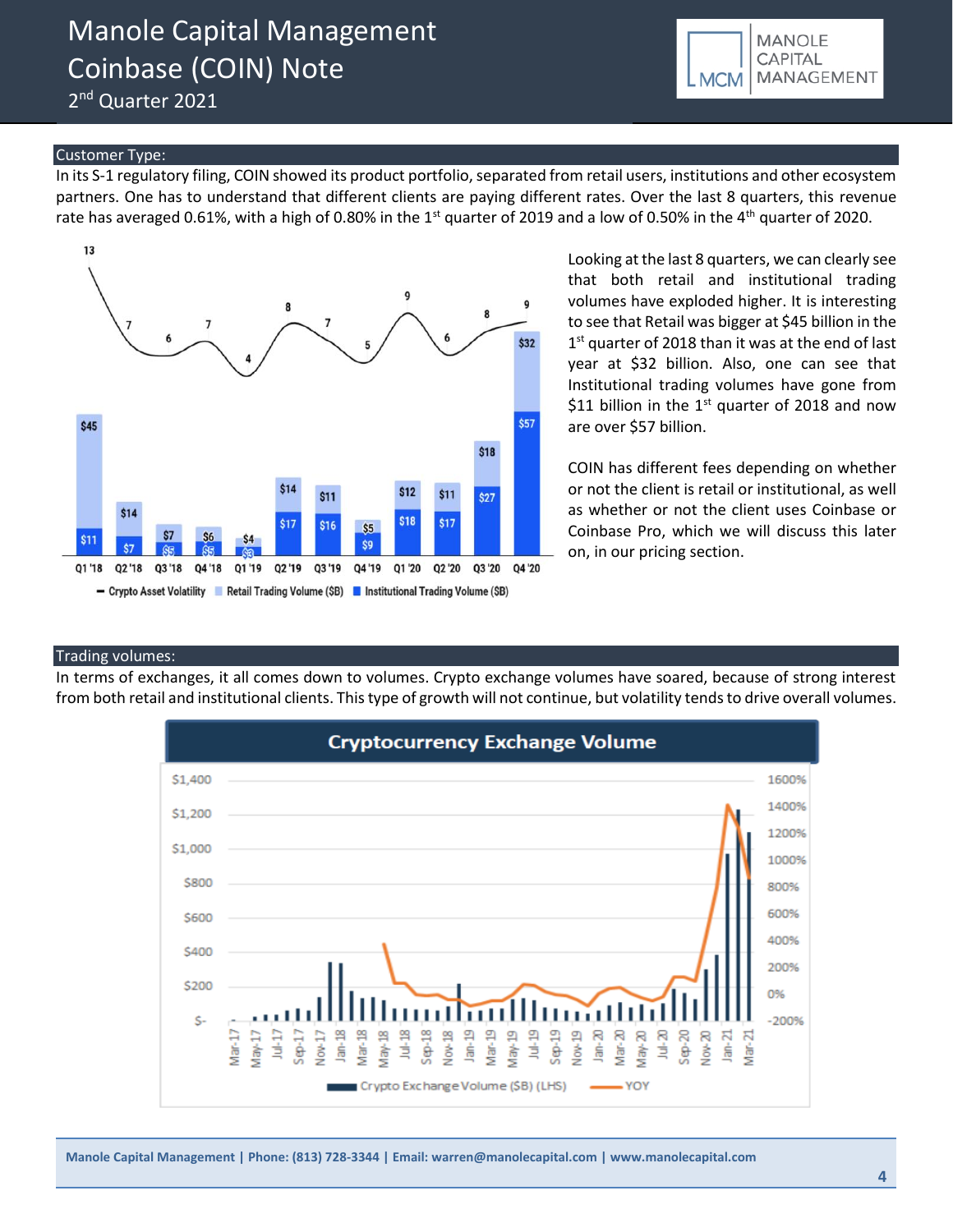## Customer Type:

In its S-1 regulatory filing, COIN showed its product portfolio, separated from retail users, institutions and other ecosystem partners. One has to understand that different clients are paying different rates. Over the last 8 quarters, this revenue rate has averaged 0.61%, with a high of 0.80% in the 1st quarter of 2019 and a low of 0.50% in the 4th quarter of 2020.

Looking at the last 8 quarters, we can clearly see that both retail and institutional trading volumes have exploded higher. It is interesting to see that Retail was bigger at $45 billion in the 1st quarter of 2018 than it was at the end of last year at $32 billion. Also, one can see that Institutional trading volumes have gone from $11 billion in the 1st quarter of 2018 and now are over $57 billion.

COIN has different fees depending on whether or not the client is retail or institutional, as well as whether or not the client uses Coinbase or Coinbase Pro, which we will discuss this later on, in our pricing section.

## Trading volumes:

In terms of exchanges, it all comes down to volumes. Crypto exchange volumes have soared, because of strong interest from both retail and institutional clients. This type of growth will not continue, but volatility tends to drive overall volumes.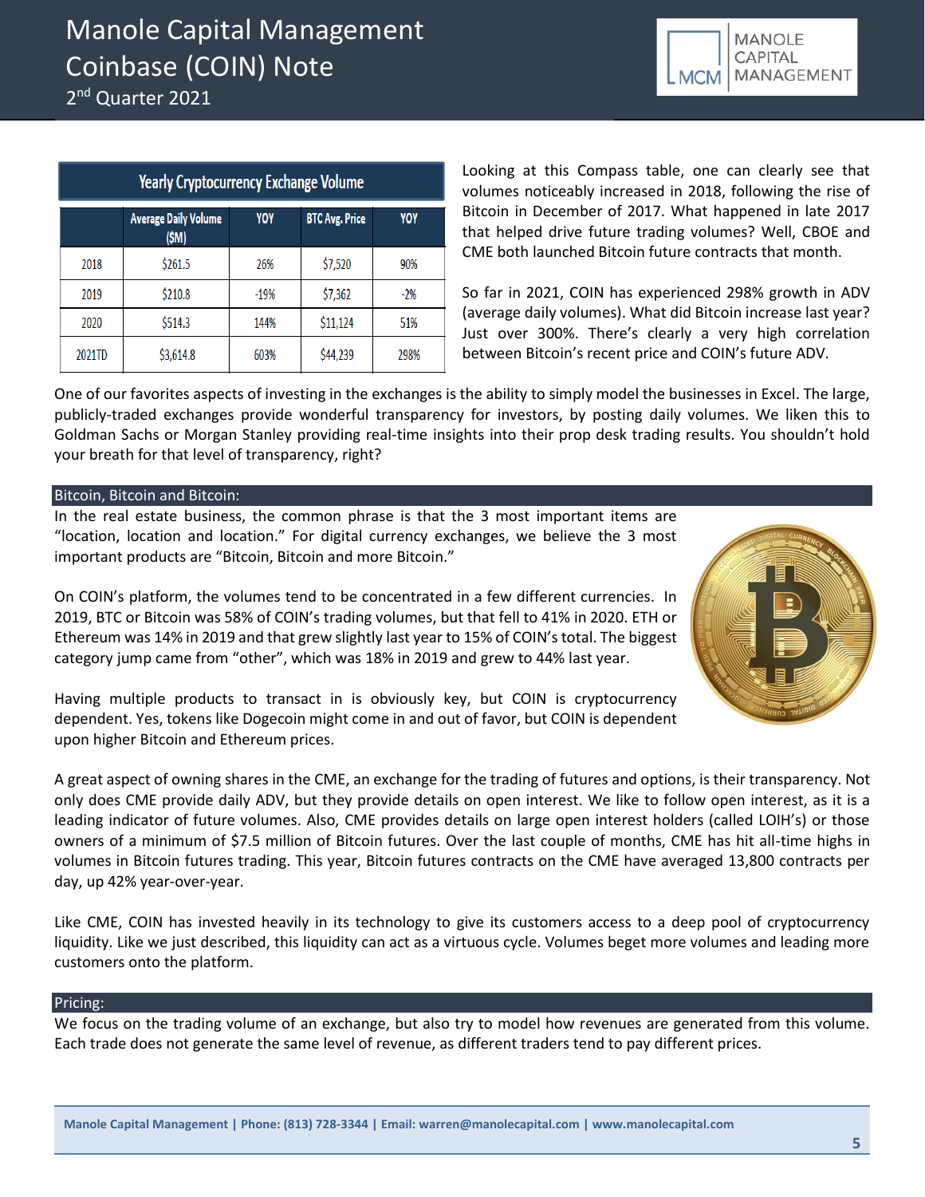| Yearly Cryptocurrency Exchange Volume | | | | |
|---|---|---|---|---|
| | Average Daily Volume ($M) | YOY | BTC Avg. Price | YOY |
| 2018 | $261.5 | 26% | $7,520 | 90% |
| 2019 | $210.8 | -19% | $7,362 | -2% |
| 2020 | $514.3 | 144% | $11,124 | 51% |
| 2021TD | $3,614.8 | 603% | $44,239 | 298% |

Looking at this Compass table, one can clearly see that volumes noticeably increased in 2018, following the rise of Bitcoin in December of 2017. What happened in late 2017 that helped drive future trading volumes? Well, CBOE and CME both launched Bitcoin future contracts that month.

So far in 2021, COIN has experienced 298% growth in ADV (average daily volumes). What did Bitcoin increase last year? Just over 300%. There's clearly a very high correlation between Bitcoin's recent price and COIN's future ADV.

One of our favorites aspects of investing in the exchanges is the ability to simply model the businesses in Excel. The large, publicly-traded exchanges provide wonderful transparency for investors, by posting daily volumes. We liken this to Goldman Sachs or Morgan Stanley providing real-time insights into their prop desk trading results. You shouldn't hold your breath for that level of transparency, right?

## Bitcoin, Bitcoin and Bitcoin:

In the real estate business, the common phrase is that the 3 most important items are "location, location and location." For digital currency exchanges, we believe the 3 most important products are "Bitcoin, Bitcoin and more Bitcoin."

On COIN's platform, the volumes tend to be concentrated in a few different currencies. In 2019, BTC or Bitcoin was 58% of COIN's trading volumes, but that fell to 41% in 2020. ETH or Ethereum was 14% in 2019 and that grew slightly last year to 15% of COIN's total. The biggest category jump came from "other", which was 18% in 2019 and grew to 44% last year.

Having multiple products to transact in is obviously key, but COIN is cryptocurrency dependent. Yes, tokens like Dogecoin might come in and out of favor, but COIN is dependent upon higher Bitcoin and Ethereum prices.

A great aspect of owning shares in the CME, an exchange for the trading of futures and options, is their transparency. Not only does CME provide daily ADV, but they provide details on open interest. We like to follow open interest, as it is a leading indicator of future volumes. Also, CME provides details on large open interest holders (called LOIH's) or those owners of a minimum of $7.5 million of Bitcoin futures. Over the last couple of months, CME has hit all-time highs in volumes in Bitcoin futures trading. This year, Bitcoin futures contracts on the CME have averaged 13,800 contracts per day, up 42% year-over-year.

Like CME, COIN has invested heavily in its technology to give its customers access to a deep pool of cryptocurrency liquidity. Like we just described, this liquidity can act as a virtuous cycle. Volumes beget more volumes and leading more customers onto the platform.

## Pricing:

We focus on the trading volume of an exchange, but also try to model how revenues are generated from this volume. Each trade does not generate the same level of revenue, as different traders tend to pay different prices.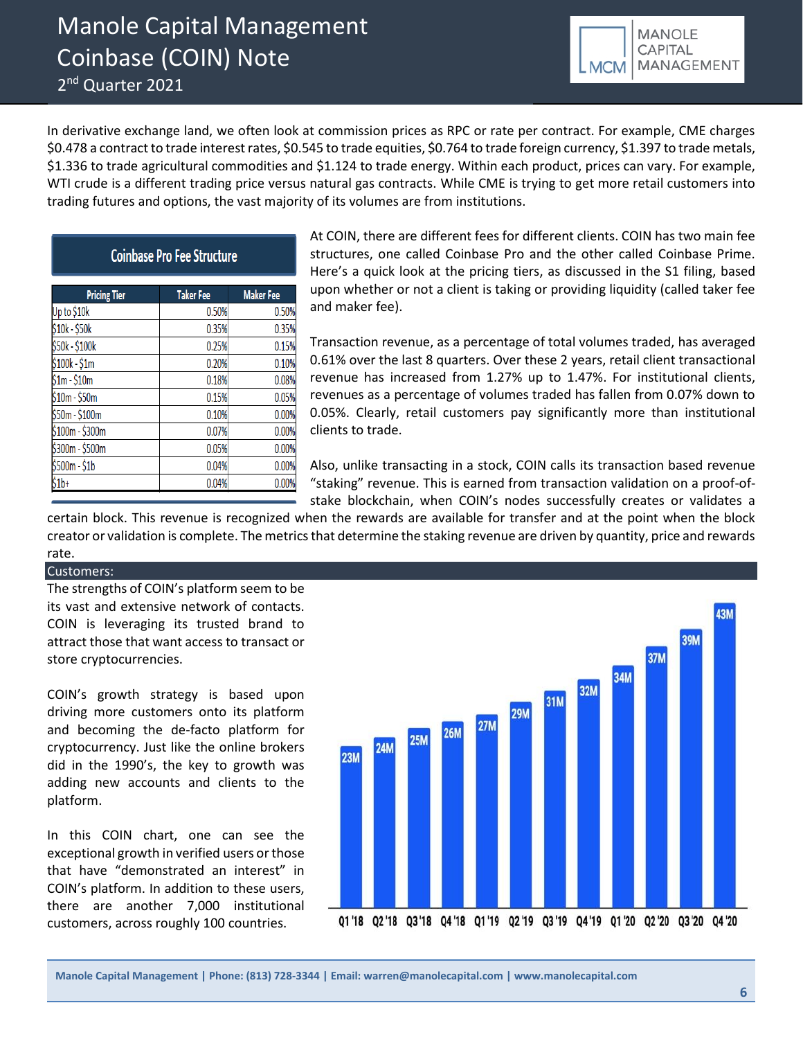In derivative exchange land, we often look at commission prices as RPC or rate per contract. For example, CME charges $0.478 a contract to trade interest rates, $0.545 to trade equities, $0.764 to trade foreign currency, $1.397 to trade metals, $1.336 to trade agricultural commodities and $1.124 to trade energy. Within each product, prices can vary. For example, WTI crude is a different trading price versus natural gas contracts. While CME is trying to get more retail customers into trading futures and options, the vast majority of its volumes are from institutions.

**Coinbase Pro Fee Structure**

| Pricing Tier | Taker Fee | Maker Fee |
|---|---|---|
| Up to $10k | 0.50% | 0.50% |
| $10k - $50k | 0.35% | 0.35% |
| $50k - $100k | 0.25% | 0.15% |
| $100k - $1m | 0.20% | 0.10% |
| $1m - $10m | 0.18% | 0.08% |
| $10m - $50m | 0.15% | 0.05% |
| $50m - $100m | 0.10% | 0.00% |
| $100m - $300m | 0.07% | 0.00% |
| $300m - $500m | 0.05% | 0.00% |
| $500m - $1b | 0.04% | 0.00% |
| $1b+ | 0.04% | 0.00% |

At COIN, there are different fees for different clients. COIN has two main fee structures, one called Coinbase Pro and the other called Coinbase Prime. Here's a quick look at the pricing tiers, as discussed in the S1 filing, based upon whether or not a client is taking or providing liquidity (called taker fee and maker fee).

Transaction revenue, as a percentage of total volumes traded, has averaged 0.61% over the last 8 quarters. Over these 2 years, retail client transactional revenue has increased from 1.27% up to 1.47%. For institutional clients, revenues as a percentage of volumes traded has fallen from 0.07% down to 0.05%. Clearly, retail customers pay significantly more than institutional clients to trade.

Also, unlike transacting in a stock, COIN calls its transaction based revenue "staking" revenue. This is earned from transaction validation on a proof-of-stake blockchain, when COIN's nodes successfully creates or validates a certain block. This revenue is recognized when the rewards are available for transfer and at the point when the block creator or validation is complete. The metrics that determine the staking revenue are driven by quantity, price and rewards rate.

## Customers:

The strengths of COIN's platform seem to be its vast and extensive network of contacts. COIN is leveraging its trusted brand to attract those that want access to transact or store cryptocurrencies.

COIN's growth strategy is based upon driving more customers onto its platform and becoming the de-facto platform for cryptocurrency. Just like the online brokers did in the 1990's, the key to growth was adding new accounts and clients to the platform.

In this COIN chart, one can see the exceptional growth in verified users or those that have "demonstrated an interest" in COIN's platform. In addition to these users, there are another 7,000 institutional customers, across roughly 100 countries.

| Q1 '18 | Q2 '18 | Q3 '18 | Q4 '18 | Q1 '19 | Q2 '19 | Q3 '19 | Q4 '19 | Q1 '20 | Q2 '20 | Q3 '20 | Q4 '20 |
|---|---|---|---|---|---|---|---|---|---|---|---|
| 23M | 24M | 25M | 26M | 27M | 29M | 31M | 32M | 34M | 37M | 39M | 43M |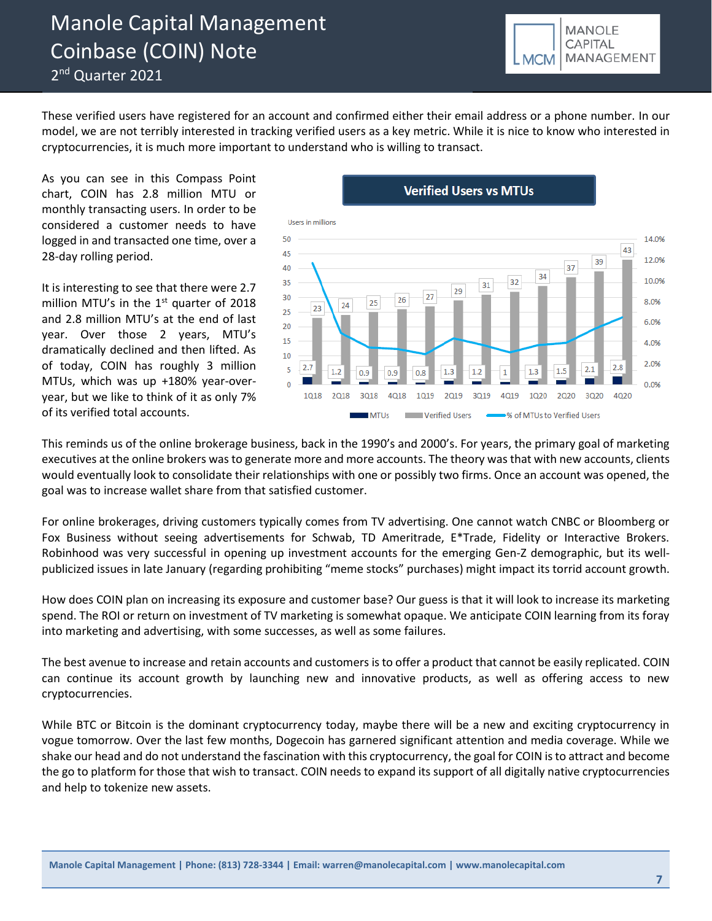These verified users have registered for an account and confirmed either their email address or a phone number. In our model, we are not terribly interested in tracking verified users as a key metric. While it is nice to know who interested in cryptocurrencies, it is much more important to understand who is willing to transact.

As you can see in this Compass Point chart, COIN has 2.8 million MTU or monthly transacting users. In order to be considered a customer needs to have logged in and transacted one time, over a 28-day rolling period.

It is interesting to see that there were 2.7 million MTU's in the 1st quarter of 2018 and 2.8 million MTU's at the end of last year. Over those 2 years, MTU's dramatically declined and then lifted. As of today, COIN has roughly 3 million MTUs, which was up +180% year-over-year, but we like to think of it as only 7% of its verified total accounts.

**Verified Users vs MTUs**

Users in millions

| | 1Q18 | 2Q18 | 3Q18 | 4Q18 | 1Q19 | 2Q19 | 3Q19 | 4Q19 | 1Q20 | 2Q20 | 3Q20 | 4Q20 |
|---|---|---|---|---|---|---|---|---|---|---|---|---|
| MTUs | 2.7 | 1.2 | 0.9 | 0.9 | 0.8 | 1.3 | 1.2 | 1 | 1.3 | 1.5 | 2.1 | 2.8 |
| Verified Users | 23 | 24 | 25 | 26 | 27 | 29 | 31 | 32 | 34 | 37 | 39 | 43 |

MTUs | Verified Users | % of MTUs to Verified Users

This reminds us of the online brokerage business, back in the 1990's and 2000's. For years, the primary goal of marketing executives at the online brokers was to generate more and more accounts. The theory was that with new accounts, clients would eventually look to consolidate their relationships with one or possibly two firms. Once an account was opened, the goal was to increase wallet share from that satisfied customer.

For online brokerages, driving customers typically comes from TV advertising. One cannot watch CNBC or Bloomberg or Fox Business without seeing advertisements for Schwab, TD Ameritrade, E*Trade, Fidelity or Interactive Brokers. Robinhood was very successful in opening up investment accounts for the emerging Gen-Z demographic, but its well-publicized issues in late January (regarding prohibiting "meme stocks" purchases) might impact its torrid account growth.

How does COIN plan on increasing its exposure and customer base? Our guess is that it will look to increase its marketing spend. The ROI or return on investment of TV marketing is somewhat opaque. We anticipate COIN learning from its foray into marketing and advertising, with some successes, as well as some failures.

The best avenue to increase and retain accounts and customers is to offer a product that cannot be easily replicated. COIN can continue its account growth by launching new and innovative products, as well as offering access to new cryptocurrencies.

While BTC or Bitcoin is the dominant cryptocurrency today, maybe there will be a new and exciting cryptocurrency in vogue tomorrow. Over the last few months, Dogecoin has garnered significant attention and media coverage. While we shake our head and do not understand the fascination with this cryptocurrency, the goal for COIN is to attract and become the go to platform for those that wish to transact. COIN needs to expand its support of all digitally native cryptocurrencies and help to tokenize new assets.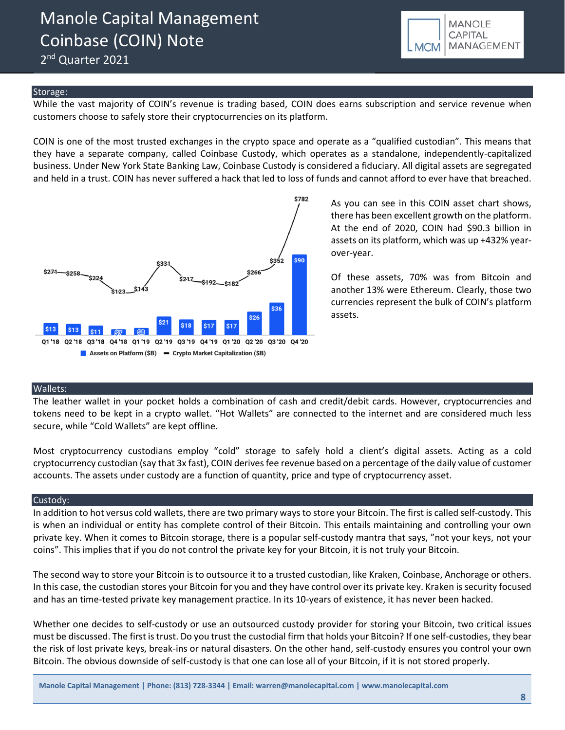## Storage:

While the vast majority of COIN's revenue is trading based, COIN does earns subscription and service revenue when customers choose to safely store their cryptocurrencies on its platform.

COIN is one of the most trusted exchanges in the crypto space and operate as a "qualified custodian". This means that they have a separate company, called Coinbase Custody, which operates as a standalone, independently-capitalized business. Under New York State Banking Law, Coinbase Custody is considered a fiduciary. All digital assets are segregated and held in a trust. COIN has never suffered a hack that led to loss of funds and cannot afford to ever have that breached.

| | Q1 '18 | Q2 '18 | Q3 '18 | Q4 '18 | Q1 '19 | Q2 '19 | Q3 '19 | Q4 '19 | Q1 '20 | Q2 '20 | Q3 '20 | Q4 '20 |
|---|---|---|---|---|---|---|---|---|---|---|---|---|
| Assets on Platform ($B) | $13 | $13 | $11 | $7 | $8 | $21 | $18 | $17 | $17 | $26 | $36 | $90 |
| Crypto Market Capitalization ($B) | $271 | $258 | $224 | $123 | $143 | $331 | $217 | $192 | $182 | $266 | $352 | $782 |

As you can see in this COIN asset chart shows, there has been excellent growth on the platform. At the end of 2020, COIN had $90.3 billion in assets on its platform, which was up +432% year-over-year.

Of these assets, 70% was from Bitcoin and another 13% were Ethereum. Clearly, those two currencies represent the bulk of COIN's platform assets.

## Wallets:

The leather wallet in your pocket holds a combination of cash and credit/debit cards. However, cryptocurrencies and tokens need to be kept in a crypto wallet. "Hot Wallets" are connected to the internet and are considered much less secure, while "Cold Wallets" are kept offline.

Most cryptocurrency custodians employ "cold" storage to safely hold a client's digital assets. Acting as a cold cryptocurrency custodian (say that 3x fast), COIN derives fee revenue based on a percentage of the daily value of customer accounts. The assets under custody are a function of quantity, price and type of cryptocurrency asset.

## Custody:

In addition to hot versus cold wallets, there are two primary ways to store your Bitcoin. The first is called self-custody. This is when an individual or entity has complete control of their Bitcoin. This entails maintaining and controlling your own private key. When it comes to Bitcoin storage, there is a popular self-custody mantra that says, "not your keys, not your coins". This implies that if you do not control the private key for your Bitcoin, it is not truly your Bitcoin.

The second way to store your Bitcoin is to outsource it to a trusted custodian, like Kraken, Coinbase, Anchorage or others. In this case, the custodian stores your Bitcoin for you and they have control over its private key. Kraken is security focused and has an time-tested private key management practice. In its 10-years of existence, it has never been hacked.

Whether one decides to self-custody or use an outsourced custody provider for storing your Bitcoin, two critical issues must be discussed. The first is trust. Do you trust the custodial firm that holds your Bitcoin? If one self-custodies, they bear the risk of lost private keys, break-ins or natural disasters. On the other hand, self-custody ensures you control your own Bitcoin. The obvious downside of self-custody is that one can lose all of your Bitcoin, if it is not stored properly.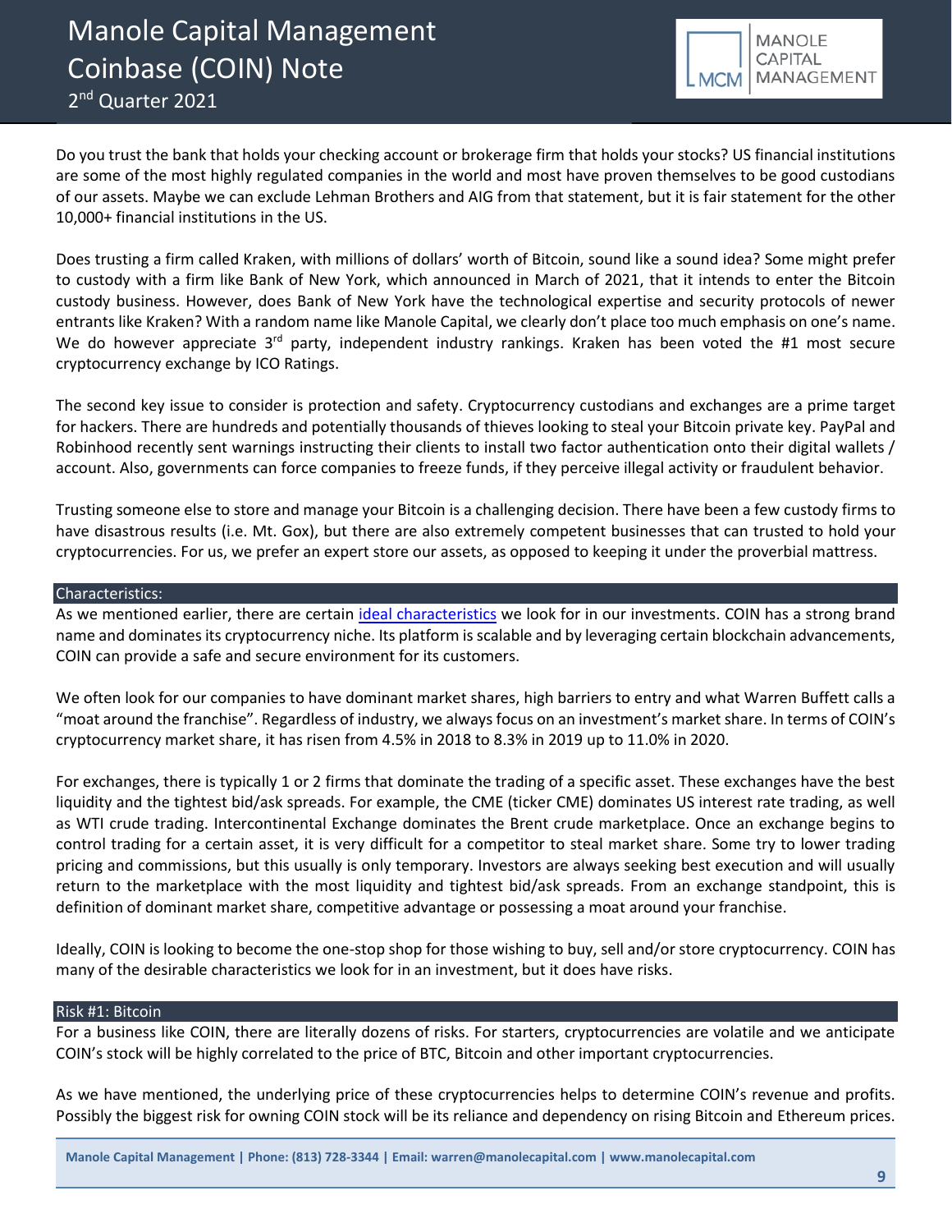Do you trust the bank that holds your checking account or brokerage firm that holds your stocks? US financial institutions are some of the most highly regulated companies in the world and most have proven themselves to be good custodians of our assets. Maybe we can exclude Lehman Brothers and AIG from that statement, but it is fair statement for the other 10,000+ financial institutions in the US.

Does trusting a firm called Kraken, with millions of dollars' worth of Bitcoin, sound like a sound idea? Some might prefer to custody with a firm like Bank of New York, which announced in March of 2021, that it intends to enter the Bitcoin custody business. However, does Bank of New York have the technological expertise and security protocols of newer entrants like Kraken? With a random name like Manole Capital, we clearly don't place too much emphasis on one's name. We do however appreciate 3rd party, independent industry rankings. Kraken has been voted the #1 most secure cryptocurrency exchange by ICO Ratings.

The second key issue to consider is protection and safety. Cryptocurrency custodians and exchanges are a prime target for hackers. There are hundreds and potentially thousands of thieves looking to steal your Bitcoin private key. PayPal and Robinhood recently sent warnings instructing their clients to install two factor authentication onto their digital wallets / account. Also, governments can force companies to freeze funds, if they perceive illegal activity or fraudulent behavior.

Trusting someone else to store and manage your Bitcoin is a challenging decision. There have been a few custody firms to have disastrous results (i.e. Mt. Gox), but there are also extremely competent businesses that can trusted to hold your cryptocurrencies. For us, we prefer an expert store our assets, as opposed to keeping it under the proverbial mattress.

## Characteristics:

As we mentioned earlier, there are certain [ideal characteristics](#) we look for in our investments. COIN has a strong brand name and dominates its cryptocurrency niche. Its platform is scalable and by leveraging certain blockchain advancements, COIN can provide a safe and secure environment for its customers.

We often look for our companies to have dominant market shares, high barriers to entry and what Warren Buffett calls a "moat around the franchise". Regardless of industry, we always focus on an investment's market share. In terms of COIN's cryptocurrency market share, it has risen from 4.5% in 2018 to 8.3% in 2019 up to 11.0% in 2020.

For exchanges, there is typically 1 or 2 firms that dominate the trading of a specific asset. These exchanges have the best liquidity and the tightest bid/ask spreads. For example, the CME (ticker CME) dominates US interest rate trading, as well as WTI crude trading. Intercontinental Exchange dominates the Brent crude marketplace. Once an exchange begins to control trading for a certain asset, it is very difficult for a competitor to steal market share. Some try to lower trading pricing and commissions, but this usually is only temporary. Investors are always seeking best execution and will usually return to the marketplace with the most liquidity and tightest bid/ask spreads. From an exchange standpoint, this is definition of dominant market share, competitive advantage or possessing a moat around your franchise.

Ideally, COIN is looking to become the one-stop shop for those wishing to buy, sell and/or store cryptocurrency. COIN has many of the desirable characteristics we look for in an investment, but it does have risks.

## Risk #1: Bitcoin

For a business like COIN, there are literally dozens of risks. For starters, cryptocurrencies are volatile and we anticipate COIN's stock will be highly correlated to the price of BTC, Bitcoin and other important cryptocurrencies.

As we have mentioned, the underlying price of these cryptocurrencies helps to determine COIN's revenue and profits. Possibly the biggest risk for owning COIN stock will be its reliance and dependency on rising Bitcoin and Ethereum prices.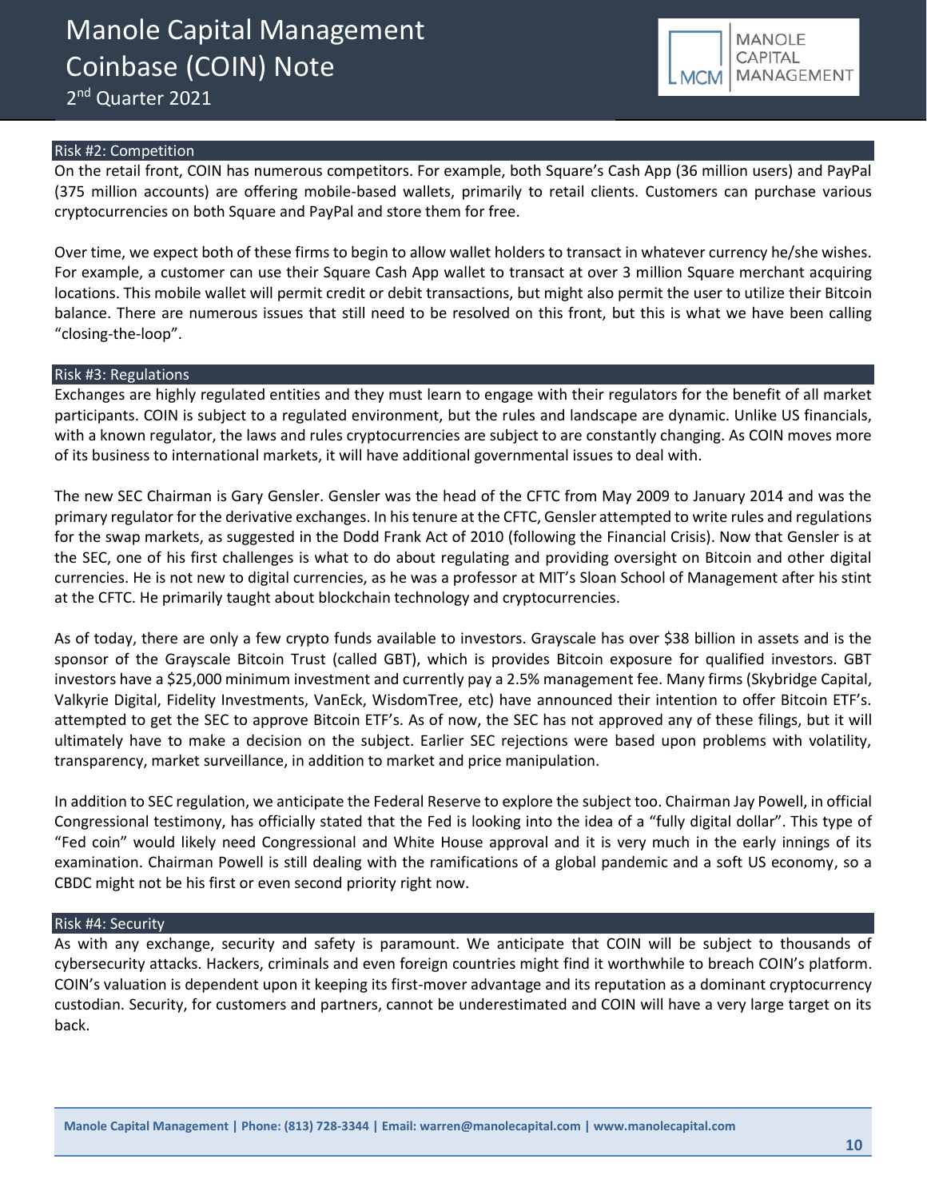## Risk #2: Competition

On the retail front, COIN has numerous competitors. For example, both Square's Cash App (36 million users) and PayPal (375 million accounts) are offering mobile-based wallets, primarily to retail clients. Customers can purchase various cryptocurrencies on both Square and PayPal and store them for free.

Over time, we expect both of these firms to begin to allow wallet holders to transact in whatever currency he/she wishes. For example, a customer can use their Square Cash App wallet to transact at over 3 million Square merchant acquiring locations. This mobile wallet will permit credit or debit transactions, but might also permit the user to utilize their Bitcoin balance. There are numerous issues that still need to be resolved on this front, but this is what we have been calling "closing-the-loop".

## Risk #3: Regulations

Exchanges are highly regulated entities and they must learn to engage with their regulators for the benefit of all market participants. COIN is subject to a regulated environment, but the rules and landscape are dynamic. Unlike US financials, with a known regulator, the laws and rules cryptocurrencies are subject to are constantly changing. As COIN moves more of its business to international markets, it will have additional governmental issues to deal with.

The new SEC Chairman is Gary Gensler. Gensler was the head of the CFTC from May 2009 to January 2014 and was the primary regulator for the derivative exchanges. In his tenure at the CFTC, Gensler attempted to write rules and regulations for the swap markets, as suggested in the Dodd Frank Act of 2010 (following the Financial Crisis). Now that Gensler is at the SEC, one of his first challenges is what to do about regulating and providing oversight on Bitcoin and other digital currencies. He is not new to digital currencies, as he was a professor at MIT's Sloan School of Management after his stint at the CFTC. He primarily taught about blockchain technology and cryptocurrencies.

As of today, there are only a few crypto funds available to investors. Grayscale has over $38 billion in assets and is the sponsor of the Grayscale Bitcoin Trust (called GBT), which is provides Bitcoin exposure for qualified investors. GBT investors have a $25,000 minimum investment and currently pay a 2.5% management fee. Many firms (Skybridge Capital, Valkyrie Digital, Fidelity Investments, VanEck, WisdomTree, etc) have announced their intention to offer Bitcoin ETF's. attempted to get the SEC to approve Bitcoin ETF's. As of now, the SEC has not approved any of these filings, but it will ultimately have to make a decision on the subject. Earlier SEC rejections were based upon problems with volatility, transparency, market surveillance, in addition to market and price manipulation.

In addition to SEC regulation, we anticipate the Federal Reserve to explore the subject too. Chairman Jay Powell, in official Congressional testimony, has officially stated that the Fed is looking into the idea of a "fully digital dollar". This type of "Fed coin" would likely need Congressional and White House approval and it is very much in the early innings of its examination. Chairman Powell is still dealing with the ramifications of a global pandemic and a soft US economy, so a CBDC might not be his first or even second priority right now.

## Risk #4: Security

As with any exchange, security and safety is paramount. We anticipate that COIN will be subject to thousands of cybersecurity attacks. Hackers, criminals and even foreign countries might find it worthwhile to breach COIN's platform. COIN's valuation is dependent upon it keeping its first-mover advantage and its reputation as a dominant cryptocurrency custodian. Security, for customers and partners, cannot be underestimated and COIN will have a very large target on its back.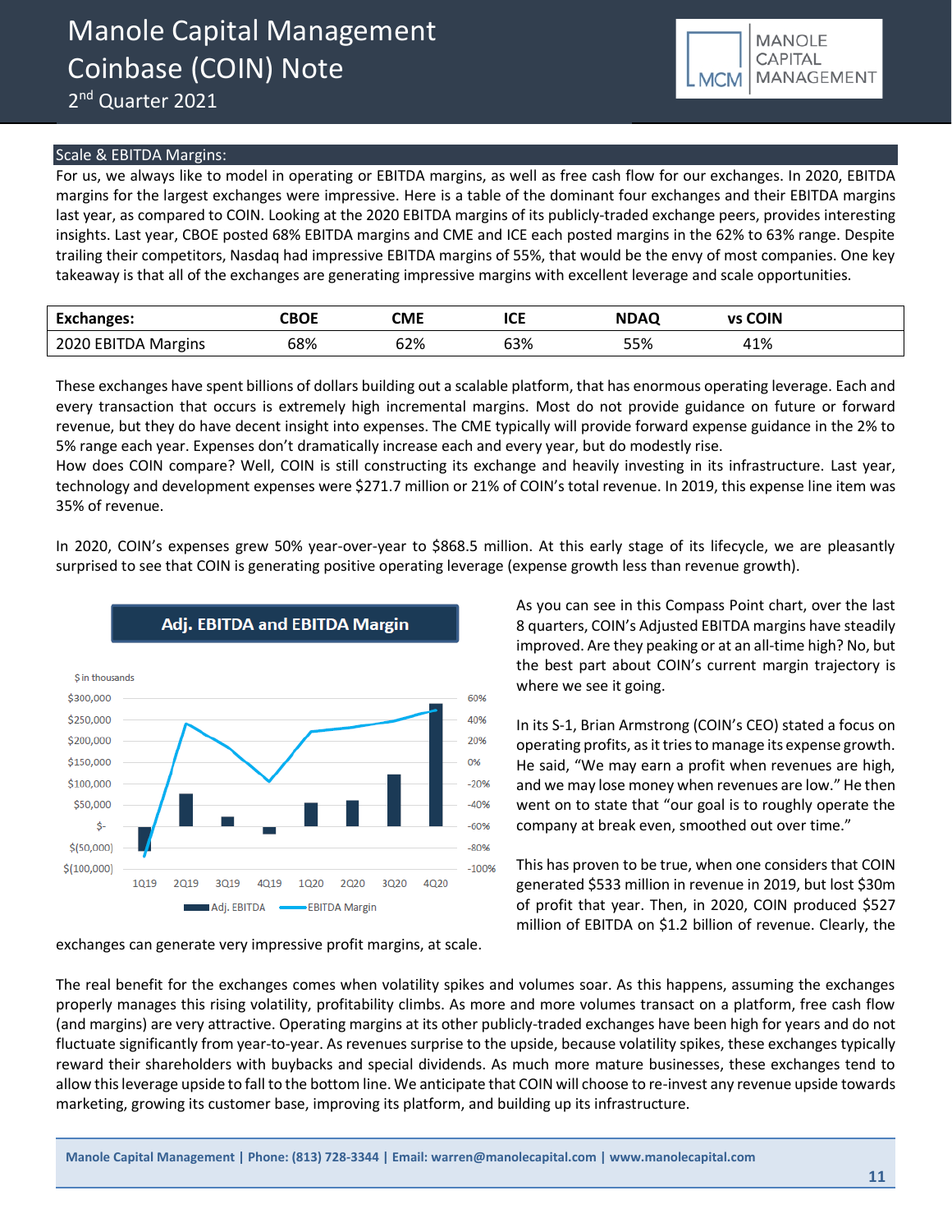## Scale & EBITDA Margins:

For us, we always like to model in operating or EBITDA margins, as well as free cash flow for our exchanges. In 2020, EBITDA margins for the largest exchanges were impressive. Here is a table of the dominant four exchanges and their EBITDA margins last year, as compared to COIN. Looking at the 2020 EBITDA margins of its publicly-traded exchange peers, provides interesting insights. Last year, CBOE posted 68% EBITDA margins and CME and ICE each posted margins in the 62% to 63% range. Despite trailing their competitors, Nasdaq had impressive EBITDA margins of 55%, that would be the envy of most companies. One key takeaway is that all of the exchanges are generating impressive margins with excellent leverage and scale opportunities.

| Exchanges: | CBOE | CME | ICE | NDAQ | vs COIN |
|---|---|---|---|---|---|
| 2020 EBITDA Margins | 68% | 62% | 63% | 55% | 41% |

These exchanges have spent billions of dollars building out a scalable platform, that has enormous operating leverage. Each and every transaction that occurs is extremely high incremental margins. Most do not provide guidance on future or forward revenue, but they do have decent insight into expenses. The CME typically will provide forward expense guidance in the 2% to 5% range each year. Expenses don't dramatically increase each and every year, but do modestly rise.

How does COIN compare? Well, COIN is still constructing its exchange and heavily investing in its infrastructure. Last year, technology and development expenses were $271.7 million or 21% of COIN's total revenue. In 2019, this expense line item was 35% of revenue.

In 2020, COIN's expenses grew 50% year-over-year to $868.5 million. At this early stage of its lifecycle, we are pleasantly surprised to see that COIN is generating positive operating leverage (expense growth less than revenue growth).

As you can see in this Compass Point chart, over the last 8 quarters, COIN's Adjusted EBITDA margins have steadily improved. Are they peaking or at an all-time high? No, but the best part about COIN's current margin trajectory is where we see it going.

In its S-1, Brian Armstrong (COIN's CEO) stated a focus on operating profits, as it tries to manage its expense growth. He said, "We may earn a profit when revenues are high, and we may lose money when revenues are low." He then went on to state that "our goal is to roughly operate the company at break even, smoothed out over time."

This has proven to be true, when one considers that COIN generated $533 million in revenue in 2019, but lost $30m of profit that year. Then, in 2020, COIN produced $527 million of EBITDA on $1.2 billion of revenue. Clearly, the exchanges can generate very impressive profit margins, at scale.

The real benefit for the exchanges comes when volatility spikes and volumes soar. As this happens, assuming the exchanges properly manages this rising volatility, profitability climbs. As more and more volumes transact on a platform, free cash flow (and margins) are very attractive. Operating margins at its other publicly-traded exchanges have been high for years and do not fluctuate significantly from year-to-year. As revenues surprise to the upside, because volatility spikes, these exchanges typically reward their shareholders with buybacks and special dividends. As much more mature businesses, these exchanges tend to allow this leverage upside to fall to the bottom line. We anticipate that COIN will choose to re-invest any revenue upside towards marketing, growing its customer base, improving its platform, and building up its infrastructure.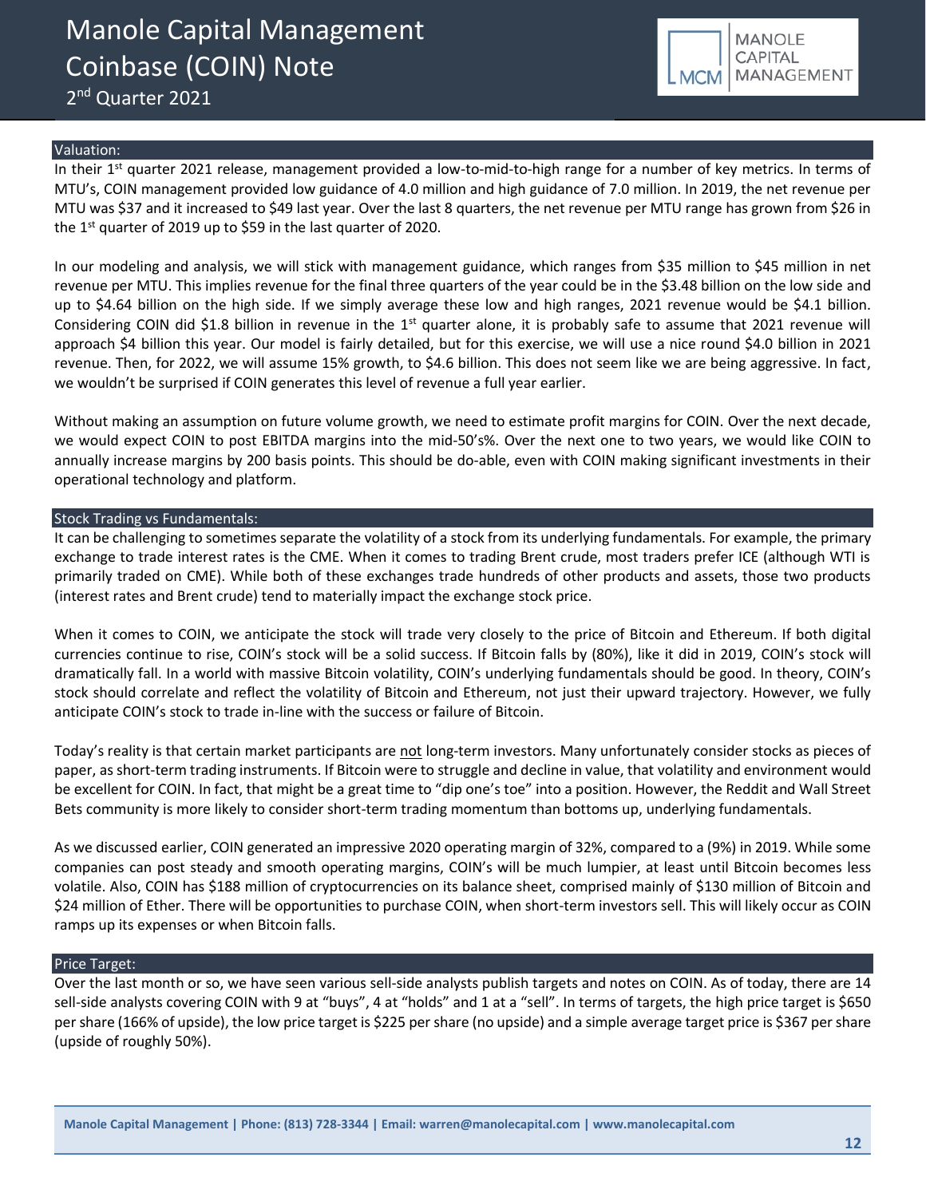## Valuation:

In their 1st quarter 2021 release, management provided a low-to-mid-to-high range for a number of key metrics. In terms of MTU's, COIN management provided low guidance of 4.0 million and high guidance of 7.0 million. In 2019, the net revenue per MTU was $37 and it increased to $49 last year. Over the last 8 quarters, the net revenue per MTU range has grown from $26 in the 1st quarter of 2019 up to $59 in the last quarter of 2020.

In our modeling and analysis, we will stick with management guidance, which ranges from $35 million to $45 million in net revenue per MTU. This implies revenue for the final three quarters of the year could be in the $3.48 billion on the low side and up to $4.64 billion on the high side. If we simply average these low and high ranges, 2021 revenue would be $4.1 billion. Considering COIN did $1.8 billion in revenue in the 1st quarter alone, it is probably safe to assume that 2021 revenue will approach $4 billion this year. Our model is fairly detailed, but for this exercise, we will use a nice round $4.0 billion in 2021 revenue. Then, for 2022, we will assume 15% growth, to $4.6 billion. This does not seem like we are being aggressive. In fact, we wouldn't be surprised if COIN generates this level of revenue a full year earlier.

Without making an assumption on future volume growth, we need to estimate profit margins for COIN. Over the next decade, we would expect COIN to post EBITDA margins into the mid-50's%. Over the next one to two years, we would like COIN to annually increase margins by 200 basis points. This should be do-able, even with COIN making significant investments in their operational technology and platform.

## Stock Trading vs Fundamentals:

It can be challenging to sometimes separate the volatility of a stock from its underlying fundamentals. For example, the primary exchange to trade interest rates is the CME. When it comes to trading Brent crude, most traders prefer ICE (although WTI is primarily traded on CME). While both of these exchanges trade hundreds of other products and assets, those two products (interest rates and Brent crude) tend to materially impact the exchange stock price.

When it comes to COIN, we anticipate the stock will trade very closely to the price of Bitcoin and Ethereum. If both digital currencies continue to rise, COIN's stock will be a solid success. If Bitcoin falls by (80%), like it did in 2019, COIN's stock will dramatically fall. In a world with massive Bitcoin volatility, COIN's underlying fundamentals should be good. In theory, COIN's stock should correlate and reflect the volatility of Bitcoin and Ethereum, not just their upward trajectory. However, we fully anticipate COIN's stock to trade in-line with the success or failure of Bitcoin.

Today's reality is that certain market participants are <u>not</u> long-term investors. Many unfortunately consider stocks as pieces of paper, as short-term trading instruments. If Bitcoin were to struggle and decline in value, that volatility and environment would be excellent for COIN. In fact, that might be a great time to "dip one's toe" into a position. However, the Reddit and Wall Street Bets community is more likely to consider short-term trading momentum than bottoms up, underlying fundamentals.

As we discussed earlier, COIN generated an impressive 2020 operating margin of 32%, compared to a (9%) in 2019. While some companies can post steady and smooth operating margins, COIN's will be much lumpier, at least until Bitcoin becomes less volatile. Also, COIN has $188 million of cryptocurrencies on its balance sheet, comprised mainly of $130 million of Bitcoin and $24 million of Ether. There will be opportunities to purchase COIN, when short-term investors sell. This will likely occur as COIN ramps up its expenses or when Bitcoin falls.

## Price Target:

Over the last month or so, we have seen various sell-side analysts publish targets and notes on COIN. As of today, there are 14 sell-side analysts covering COIN with 9 at "buys", 4 at "holds" and 1 at a "sell". In terms of targets, the high price target is $650 per share (166% of upside), the low price target is $225 per share (no upside) and a simple average target price is $367 per share (upside of roughly 50%).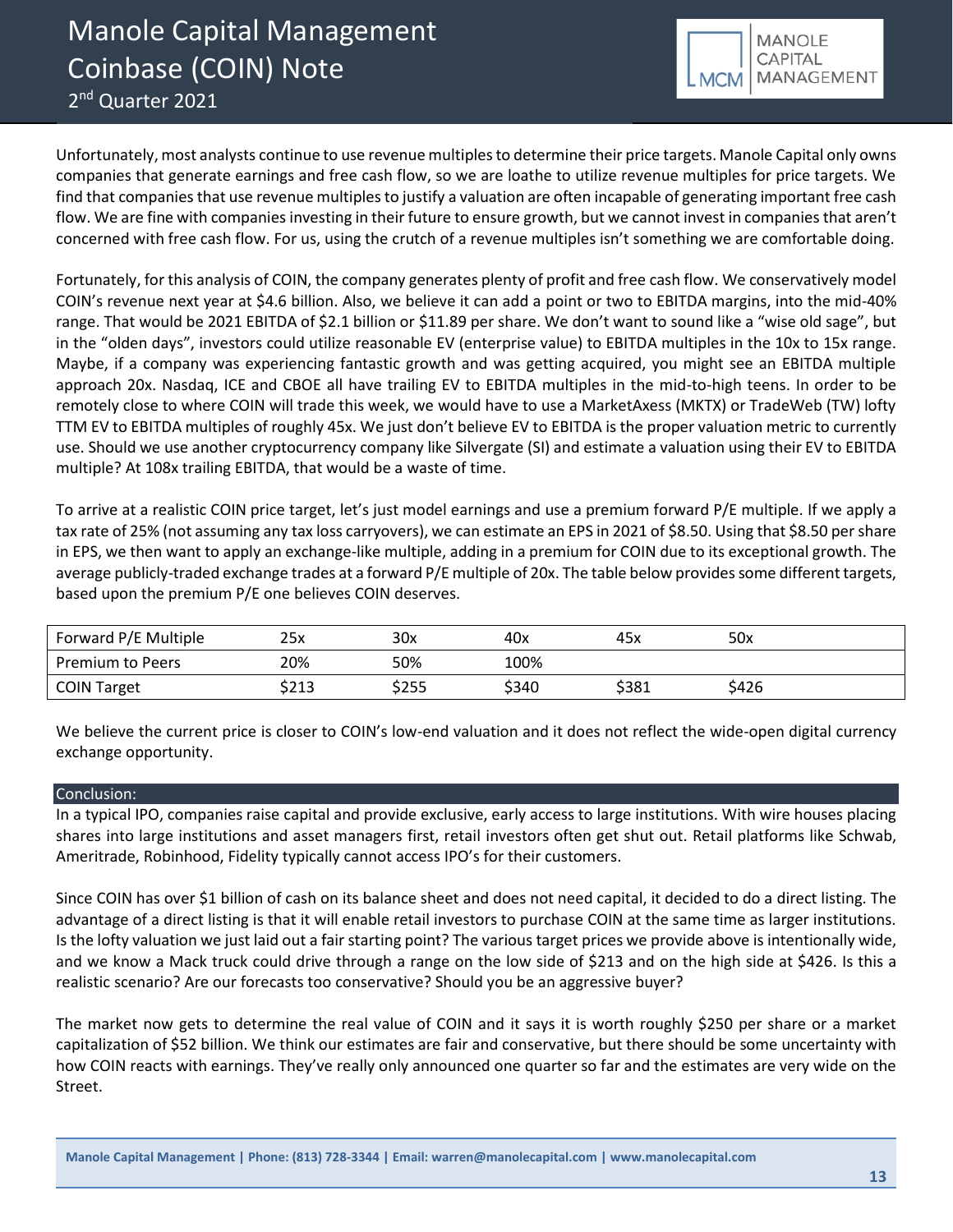Unfortunately, most analysts continue to use revenue multiples to determine their price targets. Manole Capital only owns companies that generate earnings and free cash flow, so we are loathe to utilize revenue multiples for price targets. We find that companies that use revenue multiples to justify a valuation are often incapable of generating important free cash flow. We are fine with companies investing in their future to ensure growth, but we cannot invest in companies that aren't concerned with free cash flow. For us, using the crutch of a revenue multiples isn't something we are comfortable doing.

Fortunately, for this analysis of COIN, the company generates plenty of profit and free cash flow. We conservatively model COIN's revenue next year at $4.6 billion. Also, we believe it can add a point or two to EBITDA margins, into the mid-40% range. That would be 2021 EBITDA of $2.1 billion or $11.89 per share. We don't want to sound like a "wise old sage", but in the "olden days", investors could utilize reasonable EV (enterprise value) to EBITDA multiples in the 10x to 15x range. Maybe, if a company was experiencing fantastic growth and was getting acquired, you might see an EBITDA multiple approach 20x. Nasdaq, ICE and CBOE all have trailing EV to EBITDA multiples in the mid-to-high teens. In order to be remotely close to where COIN will trade this week, we would have to use a MarketAxess (MKTX) or TradeWeb (TW) lofty TTM EV to EBITDA multiples of roughly 45x. We just don't believe EV to EBITDA is the proper valuation metric to currently use. Should we use another cryptocurrency company like Silvergate (SI) and estimate a valuation using their EV to EBITDA multiple? At 108x trailing EBITDA, that would be a waste of time.

To arrive at a realistic COIN price target, let's just model earnings and use a premium forward P/E multiple. If we apply a tax rate of 25% (not assuming any tax loss carryovers), we can estimate an EPS in 2021 of $8.50. Using that $8.50 per share in EPS, we then want to apply an exchange-like multiple, adding in a premium for COIN due to its exceptional growth. The average publicly-traded exchange trades at a forward P/E multiple of 20x. The table below provides some different targets, based upon the premium P/E one believes COIN deserves.

| Forward P/E Multiple | 25x | 30x | 40x | 45x | 50x |
|---|---|---|---|---|---|
| Premium to Peers | 20% | 50% | 100% | | |
| COIN Target | $213 | $255 | $340 | $381 | $426 |

We believe the current price is closer to COIN's low-end valuation and it does not reflect the wide-open digital currency exchange opportunity.

## Conclusion:

In a typical IPO, companies raise capital and provide exclusive, early access to large institutions. With wire houses placing shares into large institutions and asset managers first, retail investors often get shut out. Retail platforms like Schwab, Ameritrade, Robinhood, Fidelity typically cannot access IPO's for their customers.

Since COIN has over $1 billion of cash on its balance sheet and does not need capital, it decided to do a direct listing. The advantage of a direct listing is that it will enable retail investors to purchase COIN at the same time as larger institutions. Is the lofty valuation we just laid out a fair starting point? The various target prices we provide above is intentionally wide, and we know a Mack truck could drive through a range on the low side of $213 and on the high side at $426. Is this a realistic scenario? Are our forecasts too conservative? Should you be an aggressive buyer?

The market now gets to determine the real value of COIN and it says it is worth roughly $250 per share or a market capitalization of $52 billion. We think our estimates are fair and conservative, but there should be some uncertainty with how COIN reacts with earnings. They've really only announced one quarter so far and the estimates are very wide on the Street.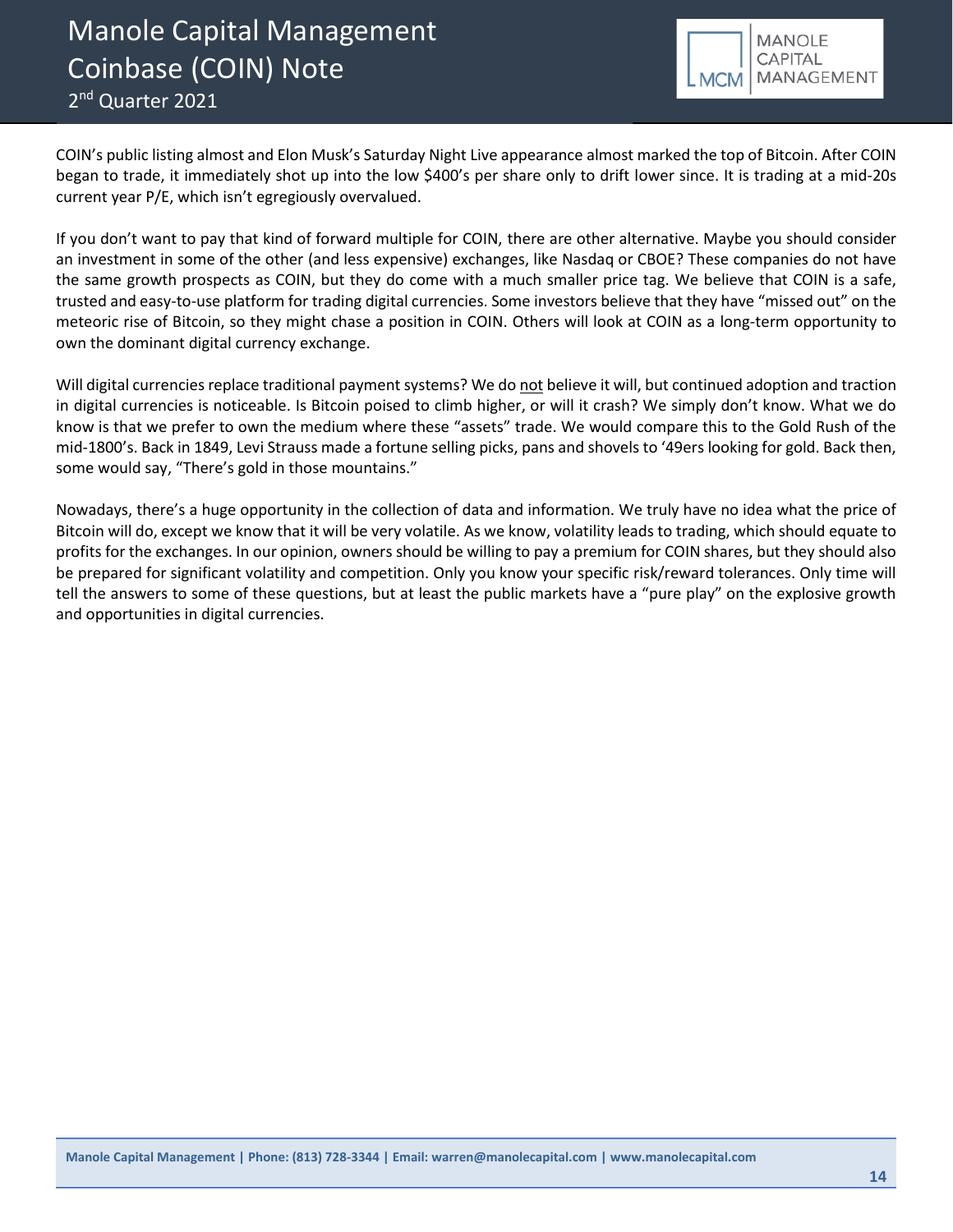COIN's public listing almost and Elon Musk's Saturday Night Live appearance almost marked the top of Bitcoin. After COIN began to trade, it immediately shot up into the low $400's per share only to drift lower since. It is trading at a mid-20s current year P/E, which isn't egregiously overvalued.

If you don't want to pay that kind of forward multiple for COIN, there are other alternative. Maybe you should consider an investment in some of the other (and less expensive) exchanges, like Nasdaq or CBOE? These companies do not have the same growth prospects as COIN, but they do come with a much smaller price tag. We believe that COIN is a safe, trusted and easy-to-use platform for trading digital currencies. Some investors believe that they have "missed out" on the meteoric rise of Bitcoin, so they might chase a position in COIN. Others will look at COIN as a long-term opportunity to own the dominant digital currency exchange.

Will digital currencies replace traditional payment systems? We do <u>not</u> believe it will, but continued adoption and traction in digital currencies is noticeable. Is Bitcoin poised to climb higher, or will it crash? We simply don't know. What we do know is that we prefer to own the medium where these "assets" trade. We would compare this to the Gold Rush of the mid-1800's. Back in 1849, Levi Strauss made a fortune selling picks, pans and shovels to '49ers looking for gold. Back then, some would say, "There's gold in those mountains."

Nowadays, there's a huge opportunity in the collection of data and information. We truly have no idea what the price of Bitcoin will do, except we know that it will be very volatile. As we know, volatility leads to trading, which should equate to profits for the exchanges. In our opinion, owners should be willing to pay a premium for COIN shares, but they should also be prepared for significant volatility and competition. Only you know your specific risk/reward tolerances. Only time will tell the answers to some of these questions, but at least the public markets have a "pure play" on the explosive growth and opportunities in digital currencies.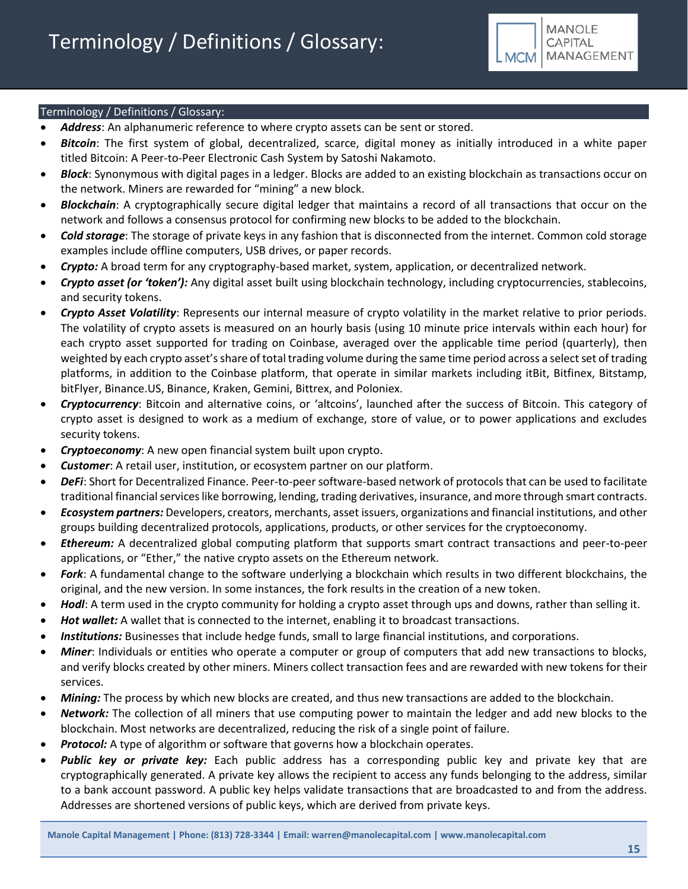# Terminology / Definitions / Glossary:

## Terminology / Definitions / Glossary:

- ***Address***: An alphanumeric reference to where crypto assets can be sent or stored.
- ***Bitcoin***: The first system of global, decentralized, scarce, digital money as initially introduced in a white paper titled Bitcoin: A Peer-to-Peer Electronic Cash System by Satoshi Nakamoto.
- ***Block***: Synonymous with digital pages in a ledger. Blocks are added to an existing blockchain as transactions occur on the network. Miners are rewarded for "mining" a new block.
- ***Blockchain***: A cryptographically secure digital ledger that maintains a record of all transactions that occur on the network and follows a consensus protocol for confirming new blocks to be added to the blockchain.
- ***Cold storage***: The storage of private keys in any fashion that is disconnected from the internet. Common cold storage examples include offline computers, USB drives, or paper records.
- ***Crypto:*** A broad term for any cryptography-based market, system, application, or decentralized network.
- ***Crypto asset (or 'token'):*** Any digital asset built using blockchain technology, including cryptocurrencies, stablecoins, and security tokens.
- ***Crypto Asset Volatility***: Represents our internal measure of crypto volatility in the market relative to prior periods. The volatility of crypto assets is measured on an hourly basis (using 10 minute price intervals within each hour) for each crypto asset supported for trading on Coinbase, averaged over the applicable time period (quarterly), then weighted by each crypto asset's share of total trading volume during the same time period across a select set of trading platforms, in addition to the Coinbase platform, that operate in similar markets including itBit, Bitfinex, Bitstamp, bitFlyer, Binance.US, Binance, Kraken, Gemini, Bittrex, and Poloniex.
- ***Cryptocurrency***: Bitcoin and alternative coins, or 'altcoins', launched after the success of Bitcoin. This category of crypto asset is designed to work as a medium of exchange, store of value, or to power applications and excludes security tokens.
- ***Cryptoeconomy***: A new open financial system built upon crypto.
- ***Customer***: A retail user, institution, or ecosystem partner on our platform.
- ***DeFi***: Short for Decentralized Finance. Peer-to-peer software-based network of protocols that can be used to facilitate traditional financial services like borrowing, lending, trading derivatives, insurance, and more through smart contracts.
- ***Ecosystem partners:*** Developers, creators, merchants, asset issuers, organizations and financial institutions, and other groups building decentralized protocols, applications, products, or other services for the cryptoeconomy.
- ***Ethereum:*** A decentralized global computing platform that supports smart contract transactions and peer-to-peer applications, or "Ether," the native crypto assets on the Ethereum network.
- ***Fork***: A fundamental change to the software underlying a blockchain which results in two different blockchains, the original, and the new version. In some instances, the fork results in the creation of a new token.
- ***Hodl***: A term used in the crypto community for holding a crypto asset through ups and downs, rather than selling it.
- ***Hot wallet:*** A wallet that is connected to the internet, enabling it to broadcast transactions.
- ***Institutions:*** Businesses that include hedge funds, small to large financial institutions, and corporations.
- ***Miner***: Individuals or entities who operate a computer or group of computers that add new transactions to blocks, and verify blocks created by other miners. Miners collect transaction fees and are rewarded with new tokens for their services.
- ***Mining:*** The process by which new blocks are created, and thus new transactions are added to the blockchain.
- ***Network:*** The collection of all miners that use computing power to maintain the ledger and add new blocks to the blockchain. Most networks are decentralized, reducing the risk of a single point of failure.
- ***Protocol:*** A type of algorithm or software that governs how a blockchain operates.
- ***Public key or private key:*** Each public address has a corresponding public key and private key that are cryptographically generated. A private key allows the recipient to access any funds belonging to the address, similar to a bank account password. A public key helps validate transactions that are broadcasted to and from the address. Addresses are shortened versions of public keys, which are derived from private keys.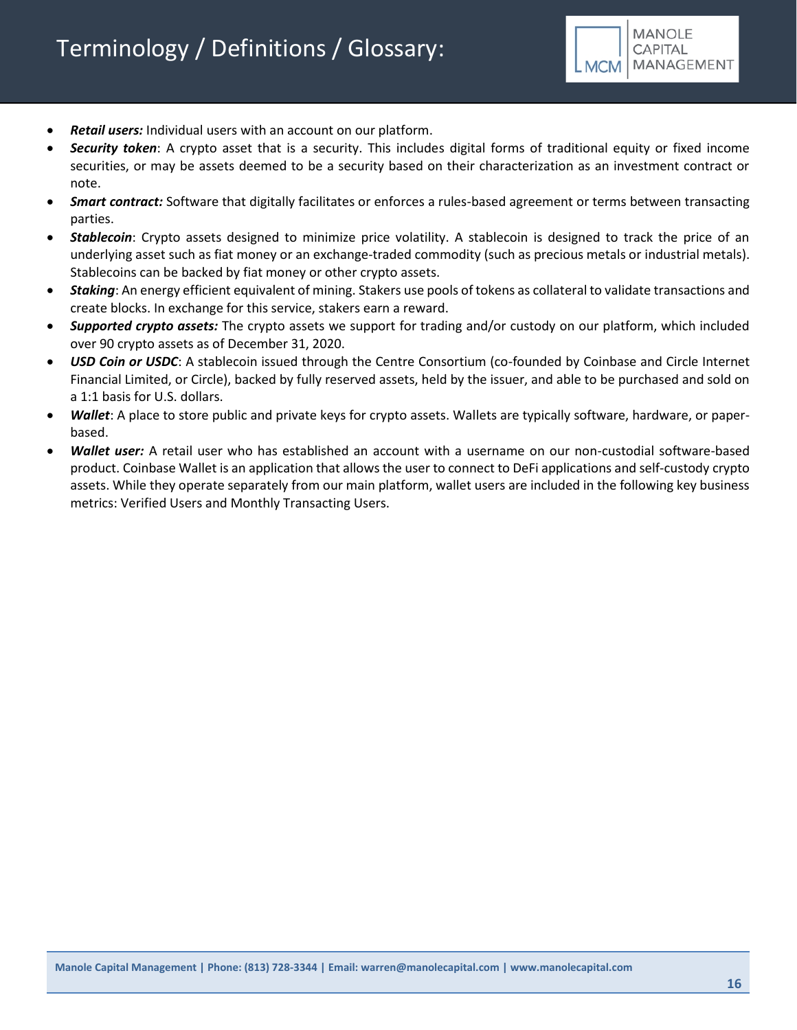# Terminology / Definitions / Glossary:

- ***Retail users:*** Individual users with an account on our platform.
- ***Security token***: A crypto asset that is a security. This includes digital forms of traditional equity or fixed income securities, or may be assets deemed to be a security based on their characterization as an investment contract or note.
- ***Smart contract:*** Software that digitally facilitates or enforces a rules-based agreement or terms between transacting parties.
- ***Stablecoin***: Crypto assets designed to minimize price volatility. A stablecoin is designed to track the price of an underlying asset such as fiat money or an exchange-traded commodity (such as precious metals or industrial metals). Stablecoins can be backed by fiat money or other crypto assets.
- ***Staking***: An energy efficient equivalent of mining. Stakers use pools of tokens as collateral to validate transactions and create blocks. In exchange for this service, stakers earn a reward.
- ***Supported crypto assets:*** The crypto assets we support for trading and/or custody on our platform, which included over 90 crypto assets as of December 31, 2020.
- ***USD Coin or USDC***: A stablecoin issued through the Centre Consortium (co-founded by Coinbase and Circle Internet Financial Limited, or Circle), backed by fully reserved assets, held by the issuer, and able to be purchased and sold on a 1:1 basis for U.S. dollars.
- ***Wallet***: A place to store public and private keys for crypto assets. Wallets are typically software, hardware, or paper-based.
- ***Wallet user:*** A retail user who has established an account with a username on our non-custodial software-based product. Coinbase Wallet is an application that allows the user to connect to DeFi applications and self-custody crypto assets. While they operate separately from our main platform, wallet users are included in the following key business metrics: Verified Users and Monthly Transacting Users.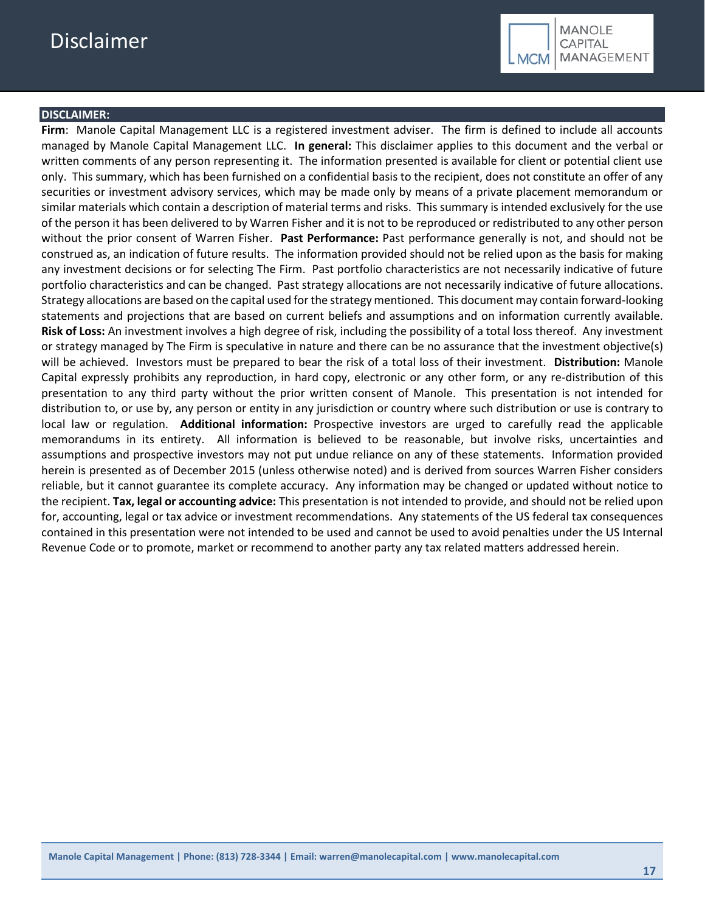# Disclaimer

**DISCLAIMER:**

**Firm**: Manole Capital Management LLC is a registered investment adviser. The firm is defined to include all accounts managed by Manole Capital Management LLC. **In general:** This disclaimer applies to this document and the verbal or written comments of any person representing it. The information presented is available for client or potential client use only. This summary, which has been furnished on a confidential basis to the recipient, does not constitute an offer of any securities or investment advisory services, which may be made only by means of a private placement memorandum or similar materials which contain a description of material terms and risks. This summary is intended exclusively for the use of the person it has been delivered to by Warren Fisher and it is not to be reproduced or redistributed to any other person without the prior consent of Warren Fisher. **Past Performance:** Past performance generally is not, and should not be construed as, an indication of future results. The information provided should not be relied upon as the basis for making any investment decisions or for selecting The Firm. Past portfolio characteristics are not necessarily indicative of future portfolio characteristics and can be changed. Past strategy allocations are not necessarily indicative of future allocations. Strategy allocations are based on the capital used for the strategy mentioned. This document may contain forward-looking statements and projections that are based on current beliefs and assumptions and on information currently available. **Risk of Loss:** An investment involves a high degree of risk, including the possibility of a total loss thereof. Any investment or strategy managed by The Firm is speculative in nature and there can be no assurance that the investment objective(s) will be achieved. Investors must be prepared to bear the risk of a total loss of their investment. **Distribution:** Manole Capital expressly prohibits any reproduction, in hard copy, electronic or any other form, or any re-distribution of this presentation to any third party without the prior written consent of Manole. This presentation is not intended for distribution to, or use by, any person or entity in any jurisdiction or country where such distribution or use is contrary to local law or regulation. **Additional information:** Prospective investors are urged to carefully read the applicable memorandums in its entirety. All information is believed to be reasonable, but involve risks, uncertainties and assumptions and prospective investors may not put undue reliance on any of these statements. Information provided herein is presented as of December 2015 (unless otherwise noted) and is derived from sources Warren Fisher considers reliable, but it cannot guarantee its complete accuracy. Any information may be changed or updated without notice to the recipient. **Tax, legal or accounting advice:** This presentation is not intended to provide, and should not be relied upon for, accounting, legal or tax advice or investment recommendations. Any statements of the US federal tax consequences contained in this presentation were not intended to be used and cannot be used to avoid penalties under the US Internal Revenue Code or to promote, market or recommend to another party any tax related matters addressed herein.